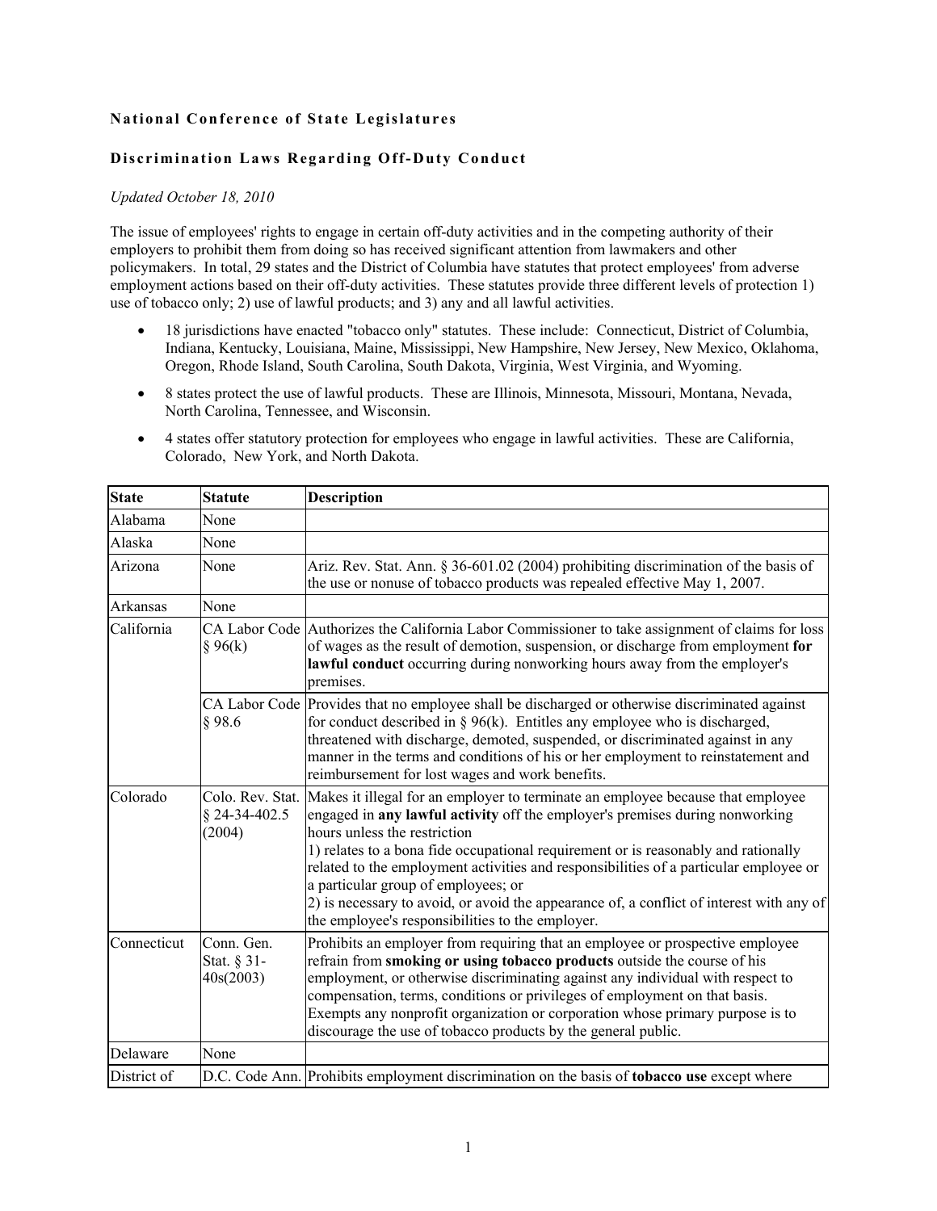**National Conference of State Legislatures**

**Discrimination Laws Regarding Off-Duty Conduct**

*Updated October 18, 2010*

The issue of employees' rights to engage in certain off-duty activities and in the competing authority of their employers to prohibit them from doing so has received significant attention from lawmakers and other policymakers. In total, 29 states and the District of Columbia have statutes that protect employees' from adverse employment actions based on their off-duty activities. These statutes provide three different levels of protection 1) use of tobacco only; 2) use of lawful products; and 3) any and all lawful activities.

- 18 jurisdictions have enacted "tobacco only" statutes. These include: Connecticut, District of Columbia, Indiana, Kentucky, Louisiana, Maine, Mississippi, New Hampshire, New Jersey, New Mexico, Oklahoma, Oregon, Rhode Island, South Carolina, South Dakota, Virginia, West Virginia, and Wyoming.
- 8 states protect the use of lawful products. These are Illinois, Minnesota, Missouri, Montana, Nevada, North Carolina, Tennessee, and Wisconsin.
- 4 states offer statutory protection for employees who engage in lawful activities. These are California, Colorado, New York, and North Dakota.

| State | Statute | Description |
|---|---|---|
| Alabama | None | |
| Alaska | None | |
| Arizona | None | Ariz. Rev. Stat. Ann. § 36-601.02 (2004) prohibiting discrimination of the basis of the use or nonuse of tobacco products was repealed effective May 1, 2007. |
| Arkansas | None | |
| California | CA Labor Code § 96(k) | Authorizes the California Labor Commissioner to take assignment of claims for loss of wages as the result of demotion, suspension, or discharge from employment **for lawful conduct** occurring during nonworking hours away from the employer's premises. |
| | CA Labor Code § 98.6 | Provides that no employee shall be discharged or otherwise discriminated against for conduct described in § 96(k). Entitles any employee who is discharged, threatened with discharge, demoted, suspended, or discriminated against in any manner in the terms and conditions of his or her employment to reinstatement and reimbursement for lost wages and work benefits. |
| Colorado | Colo. Rev. Stat. § 24-34-402.5 (2004) | Makes it illegal for an employer to terminate an employee because that employee engaged in **any lawful activity** off the employer's premises during nonworking hours unless the restriction<br>1) relates to a bona fide occupational requirement or is reasonably and rationally related to the employment activities and responsibilities of a particular employee or a particular group of employees; or<br>2) is necessary to avoid, or avoid the appearance of, a conflict of interest with any of the employee's responsibilities to the employer. |
| Connecticut | Conn. Gen. Stat. § 31-40s(2003) | Prohibits an employer from requiring that an employee or prospective employee refrain from **smoking or using tobacco products** outside the course of his employment, or otherwise discriminating against any individual with respect to compensation, terms, conditions or privileges of employment on that basis. Exempts any nonprofit organization or corporation whose primary purpose is to discourage the use of tobacco products by the general public. |
| Delaware | None | |
| District of | D.C. Code Ann. | Prohibits employment discrimination on the basis of **tobacco use** except where |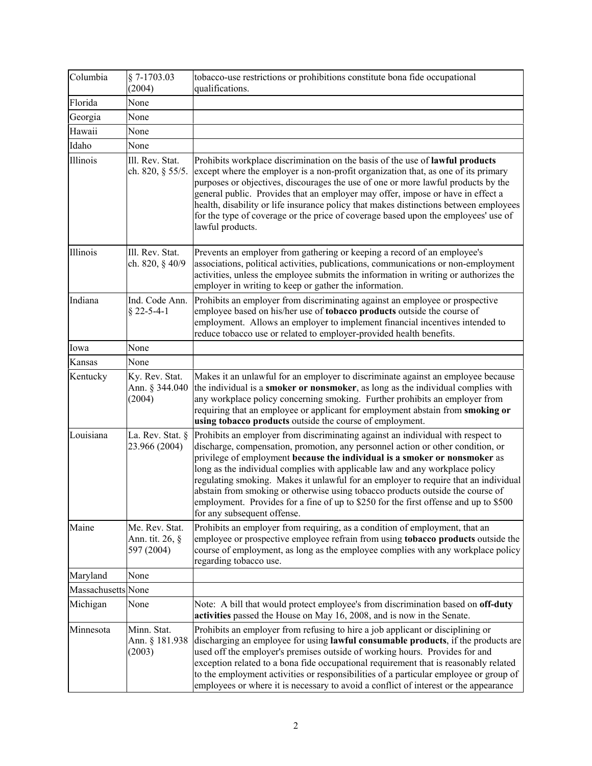| Columbia | § 7-1703.03 (2004) | tobacco-use restrictions or prohibitions constitute bona fide occupational qualifications. |
|---|---|---|
| Florida | None | |
| Georgia | None | |
| Hawaii | None | |
| Idaho | None | |
| Illinois | Ill. Rev. Stat. ch. 820, § 55/5. | Prohibits workplace discrimination on the basis of the use of **lawful products** except where the employer is a non-profit organization that, as one of its primary purposes or objectives, discourages the use of one or more lawful products by the general public. Provides that an employer may offer, impose or have in effect a health, disability or life insurance policy that makes distinctions between employees for the type of coverage or the price of coverage based upon the employees' use of lawful products. |
| Illinois | Ill. Rev. Stat. ch. 820, § 40/9 | Prevents an employer from gathering or keeping a record of an employee's associations, political activities, publications, communications or non-employment activities, unless the employee submits the information in writing or authorizes the employer in writing to keep or gather the information. |
| Indiana | Ind. Code Ann. § 22-5-4-1 | Prohibits an employer from discriminating against an employee or prospective employee based on his/her use of **tobacco products** outside the course of employment. Allows an employer to implement financial incentives intended to reduce tobacco use or related to employer-provided health benefits. |
| Iowa | None | |
| Kansas | None | |
| Kentucky | Ky. Rev. Stat. Ann. § 344.040 (2004) | Makes it an unlawful for an employer to discriminate against an employee because the individual is a **smoker or nonsmoker**, as long as the individual complies with any workplace policy concerning smoking. Further prohibits an employer from requiring that an employee or applicant for employment abstain from **smoking or using tobacco products** outside the course of employment. |
| Louisiana | La. Rev. Stat. § 23.966 (2004) | Prohibits an employer from discriminating against an individual with respect to discharge, compensation, promotion, any personnel action or other condition, or privilege of employment **because the individual is a smoker or nonsmoker** as long as the individual complies with applicable law and any workplace policy regulating smoking. Makes it unlawful for an employer to require that an individual abstain from smoking or otherwise using tobacco products outside the course of employment. Provides for a fine of up to $250 for the first offense and up to $500 for any subsequent offense. |
| Maine | Me. Rev. Stat. Ann. tit. 26, § 597 (2004) | Prohibits an employer from requiring, as a condition of employment, that an employee or prospective employee refrain from using **tobacco products** outside the course of employment, as long as the employee complies with any workplace policy regarding tobacco use. |
| Maryland | None | |
| Massachusetts | None | |
| Michigan | None | Note: A bill that would protect employee's from discrimination based on **off-duty activities** passed the House on May 16, 2008, and is now in the Senate. |
| Minnesota | Minn. Stat. Ann. § 181.938 (2003) | Prohibits an employer from refusing to hire a job applicant or disciplining or discharging an employee for using **lawful consumable products**, if the products are used off the employer's premises outside of working hours. Provides for and exception related to a bona fide occupational requirement that is reasonably related to the employment activities or responsibilities of a particular employee or group of employees or where it is necessary to avoid a conflict of interest or the appearance |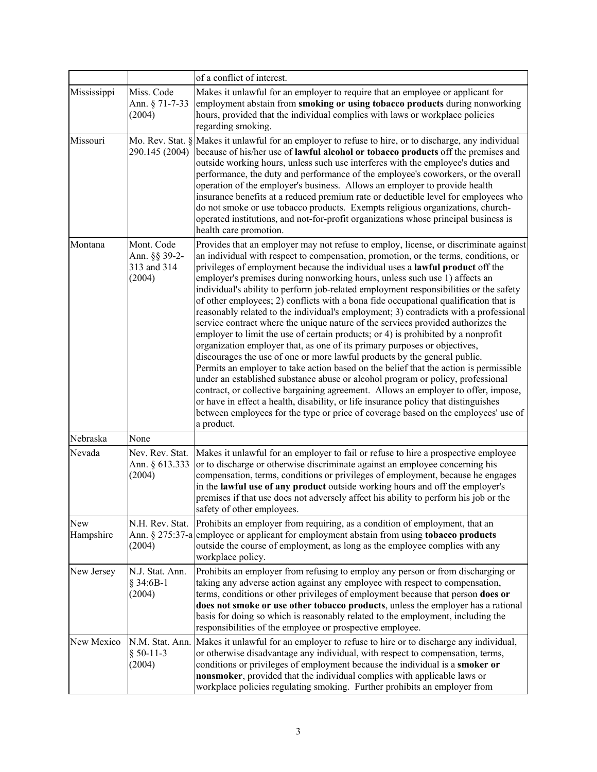| | | |
|---|---|---|
| | | of a conflict of interest. |
| Mississippi | Miss. Code Ann. § 71-7-33 (2004) | Makes it unlawful for an employer to require that an employee or applicant for employment abstain from **smoking or using tobacco products** during nonworking hours, provided that the individual complies with laws or workplace policies regarding smoking. |
| Missouri | Mo. Rev. Stat. § 290.145 (2004) | Makes it unlawful for an employer to refuse to hire, or to discharge, any individual because of his/her use of **lawful alcohol or tobacco products** off the premises and outside working hours, unless such use interferes with the employee's duties and performance, the duty and performance of the employee's coworkers, or the overall operation of the employer's business. Allows an employer to provide health insurance benefits at a reduced premium rate or deductible level for employees who do not smoke or use tobacco products. Exempts religious organizations, church-operated institutions, and not-for-profit organizations whose principal business is health care promotion. |
| Montana | Mont. Code Ann. §§ 39-2-313 and 314 (2004) | Provides that an employer may not refuse to employ, license, or discriminate against an individual with respect to compensation, promotion, or the terms, conditions, or privileges of employment because the individual uses a **lawful product** off the employer's premises during nonworking hours, unless such use 1) affects an individual's ability to perform job-related employment responsibilities or the safety of other employees; 2) conflicts with a bona fide occupational qualification that is reasonably related to the individual's employment; 3) contradicts with a professional service contract where the unique nature of the services provided authorizes the employer to limit the use of certain products; or 4) is prohibited by a nonprofit organization employer that, as one of its primary purposes or objectives, discourages the use of one or more lawful products by the general public. Permits an employer to take action based on the belief that the action is permissible under an established substance abuse or alcohol program or policy, professional contract, or collective bargaining agreement. Allows an employer to offer, impose, or have in effect a health, disability, or life insurance policy that distinguishes between employees for the type or price of coverage based on the employees' use of a product. |
| Nebraska | None | |
| Nevada | Nev. Rev. Stat. Ann. § 613.333 (2004) | Makes it unlawful for an employer to fail or refuse to hire a prospective employee or to discharge or otherwise discriminate against an employee concerning his compensation, terms, conditions or privileges of employment, because he engages in the **lawful use of any product** outside working hours and off the employer's premises if that use does not adversely affect his ability to perform his job or the safety of other employees. |
| New Hampshire | N.H. Rev. Stat. Ann. § 275:37-a (2004) | Prohibits an employer from requiring, as a condition of employment, that an employee or applicant for employment abstain from using **tobacco products** outside the course of employment, as long as the employee complies with any workplace policy. |
| New Jersey | N.J. Stat. Ann. § 34:6B-1 (2004) | Prohibits an employer from refusing to employ any person or from discharging or taking any adverse action against any employee with respect to compensation, terms, conditions or other privileges of employment because that person **does or does not smoke or use other tobacco products**, unless the employer has a rational basis for doing so which is reasonably related to the employment, including the responsibilities of the employee or prospective employee. |
| New Mexico | N.M. Stat. Ann. § 50-11-3 (2004) | Makes it unlawful for an employer to refuse to hire or to discharge any individual, or otherwise disadvantage any individual, with respect to compensation, terms, conditions or privileges of employment because the individual is a **smoker or nonsmoker**, provided that the individual complies with applicable laws or workplace policies regulating smoking. Further prohibits an employer from |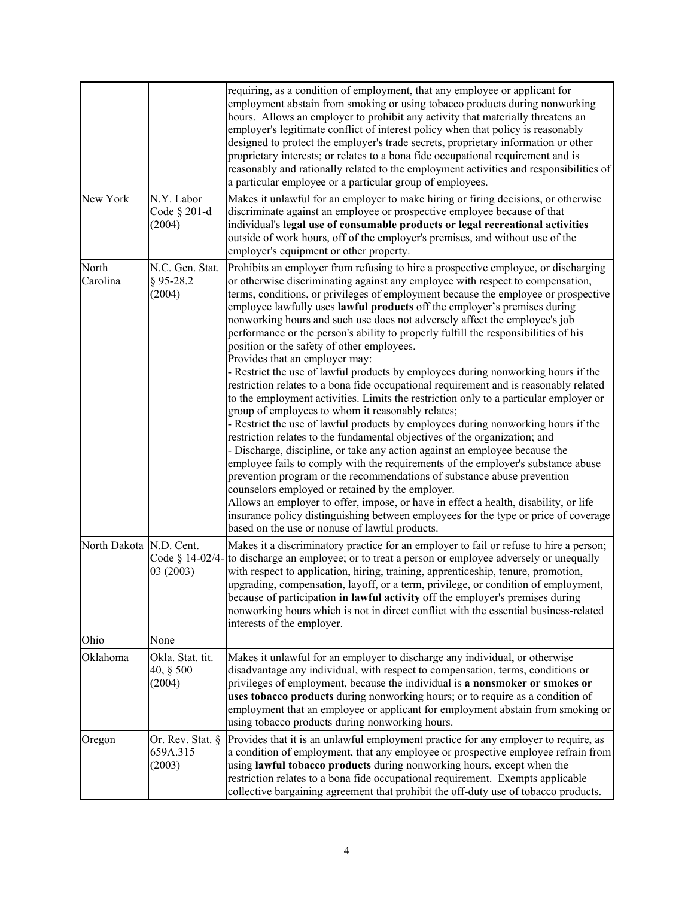| | | |
|---|---|---|
| | | requiring, as a condition of employment, that any employee or applicant for employment abstain from smoking or using tobacco products during nonworking hours. Allows an employer to prohibit any activity that materially threatens an employer's legitimate conflict of interest policy when that policy is reasonably designed to protect the employer's trade secrets, proprietary information or other proprietary interests; or relates to a bona fide occupational requirement and is reasonably and rationally related to the employment activities and responsibilities of a particular employee or a particular group of employees. |
| New York | N.Y. Labor Code § 201-d (2004) | Makes it unlawful for an employer to make hiring or firing decisions, or otherwise discriminate against an employee or prospective employee because of that individual's **legal use of consumable products or legal recreational activities** outside of work hours, off of the employer's premises, and without use of the employer's equipment or other property. |
| North Carolina | N.C. Gen. Stat. § 95-28.2 (2004) | Prohibits an employer from refusing to hire a prospective employee, or discharging or otherwise discriminating against any employee with respect to compensation, terms, conditions, or privileges of employment because the employee or prospective employee lawfully uses **lawful products** off the employer's premises during nonworking hours and such use does not adversely affect the employee's job performance or the person's ability to properly fulfill the responsibilities of his position or the safety of other employees.<br>Provides that an employer may:<br>- Restrict the use of lawful products by employees during nonworking hours if the restriction relates to a bona fide occupational requirement and is reasonably related to the employment activities. Limits the restriction only to a particular employer or group of employees to whom it reasonably relates;<br>- Restrict the use of lawful products by employees during nonworking hours if the restriction relates to the fundamental objectives of the organization; and<br>- Discharge, discipline, or take any action against an employee because the employee fails to comply with the requirements of the employer's substance abuse prevention program or the recommendations of substance abuse prevention counselors employed or retained by the employer.<br>Allows an employer to offer, impose, or have in effect a health, disability, or life insurance policy distinguishing between employees for the type or price of coverage based on the use or nonuse of lawful products. |
| North Dakota | N.D. Cent. Code § 14-02/4-03 (2003) | Makes it a discriminatory practice for an employer to fail or refuse to hire a person; to discharge an employee; or to treat a person or employee adversely or unequally with respect to application, hiring, training, apprenticeship, tenure, promotion, upgrading, compensation, layoff, or a term, privilege, or condition of employment, because of participation **in lawful activity** off the employer's premises during nonworking hours which is not in direct conflict with the essential business-related interests of the employer. |
| Ohio | None | |
| Oklahoma | Okla. Stat. tit. 40, § 500 (2004) | Makes it unlawful for an employer to discharge any individual, or otherwise disadvantage any individual, with respect to compensation, terms, conditions or privileges of employment, because the individual is **a nonsmoker or smokes or uses tobacco products** during nonworking hours; or to require as a condition of employment that an employee or applicant for employment abstain from smoking or using tobacco products during nonworking hours. |
| Oregon | Or. Rev. Stat. § 659A.315 (2003) | Provides that it is an unlawful employment practice for any employer to require, as a condition of employment, that any employee or prospective employee refrain from using **lawful tobacco products** during nonworking hours, except when the restriction relates to a bona fide occupational requirement. Exempts applicable collective bargaining agreement that prohibit the off-duty use of tobacco products. |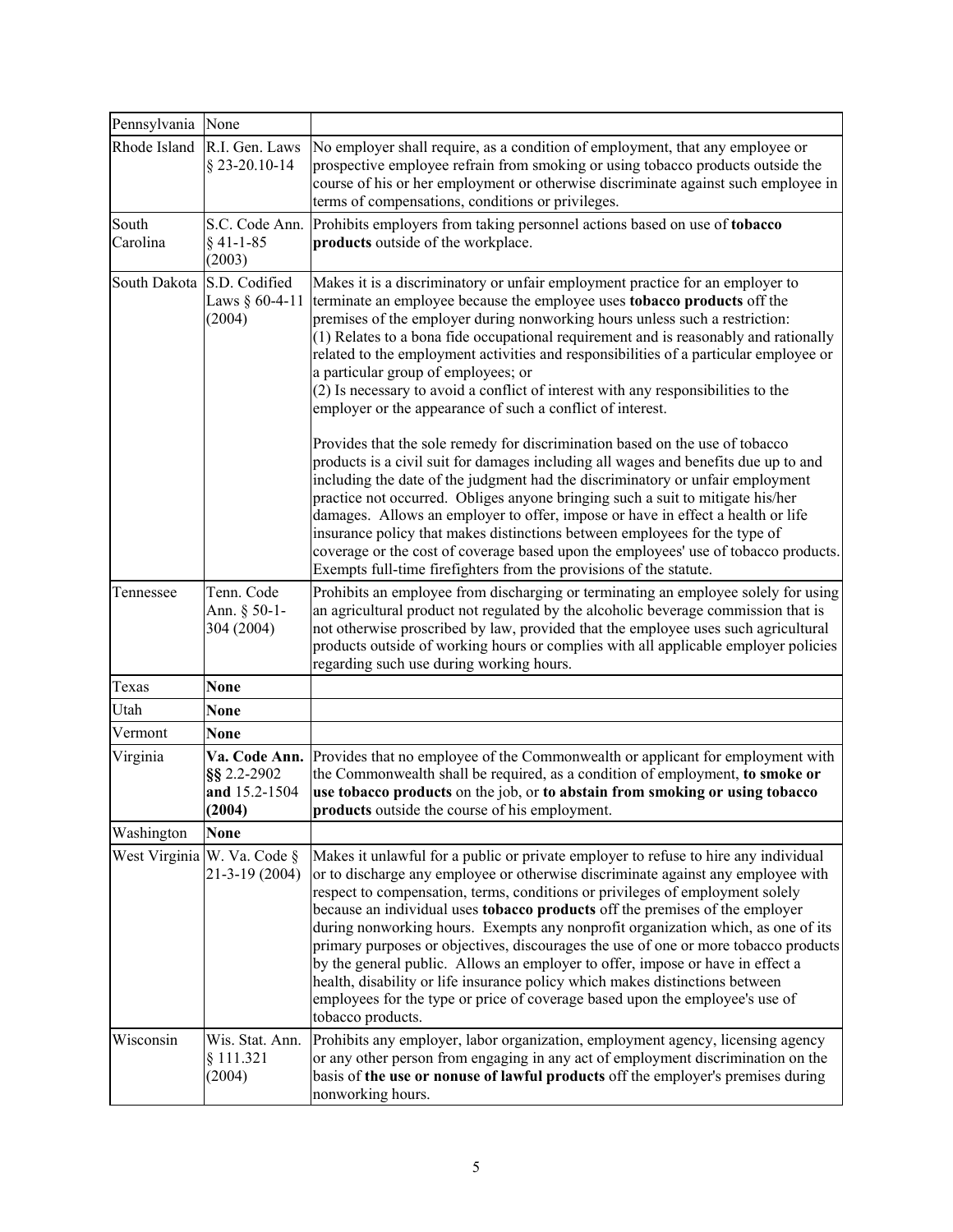| Pennsylvania | None | |
|---|---|---|
| Rhode Island | R.I. Gen. Laws § 23-20.10-14 | No employer shall require, as a condition of employment, that any employee or prospective employee refrain from smoking or using tobacco products outside the course of his or her employment or otherwise discriminate against such employee in terms of compensations, conditions or privileges. |
| South Carolina | S.C. Code Ann. § 41-1-85 (2003) | Prohibits employers from taking personnel actions based on use of **tobacco products** outside of the workplace. |
| South Dakota | S.D. Codified Laws § 60-4-11 (2004) | Makes it is a discriminatory or unfair employment practice for an employer to terminate an employee because the employee uses **tobacco products** off the premises of the employer during nonworking hours unless such a restriction: (1) Relates to a bona fide occupational requirement and is reasonably and rationally related to the employment activities and responsibilities of a particular employee or a particular group of employees; or (2) Is necessary to avoid a conflict of interest with any responsibilities to the employer or the appearance of such a conflict of interest.<br><br>Provides that the sole remedy for discrimination based on the use of tobacco products is a civil suit for damages including all wages and benefits due up to and including the date of the judgment had the discriminatory or unfair employment practice not occurred. Obliges anyone bringing such a suit to mitigate his/her damages. Allows an employer to offer, impose or have in effect a health or life insurance policy that makes distinctions between employees for the type of coverage or the cost of coverage based upon the employees' use of tobacco products. Exempts full-time firefighters from the provisions of the statute. |
| Tennessee | Tenn. Code Ann. § 50-1-304 (2004) | Prohibits an employee from discharging or terminating an employee solely for using an agricultural product not regulated by the alcoholic beverage commission that is not otherwise proscribed by law, provided that the employee uses such agricultural products outside of working hours or complies with all applicable employer policies regarding such use during working hours. |
| Texas | **None** | |
| Utah | **None** | |
| Vermont | **None** | |
| Virginia | **Va. Code Ann. §§** 2.2-2902 **and** 15.2-1504 **(2004)** | Provides that no employee of the Commonwealth or applicant for employment with the Commonwealth shall be required, as a condition of employment, **to smoke or use tobacco products** on the job, or **to abstain from smoking or using tobacco products** outside the course of his employment. |
| Washington | **None** | |
| West Virginia | W. Va. Code § 21-3-19 (2004) | Makes it unlawful for a public or private employer to refuse to hire any individual or to discharge any employee or otherwise discriminate against any employee with respect to compensation, terms, conditions or privileges of employment solely because an individual uses **tobacco products** off the premises of the employer during nonworking hours. Exempts any nonprofit organization which, as one of its primary purposes or objectives, discourages the use of one or more tobacco products by the general public. Allows an employer to offer, impose or have in effect a health, disability or life insurance policy which makes distinctions between employees for the type or price of coverage based upon the employee's use of tobacco products. |
| Wisconsin | Wis. Stat. Ann. § 111.321 (2004) | Prohibits any employer, labor organization, employment agency, licensing agency or any other person from engaging in any act of employment discrimination on the basis of **the use or nonuse of lawful products** off the employer's premises during nonworking hours. |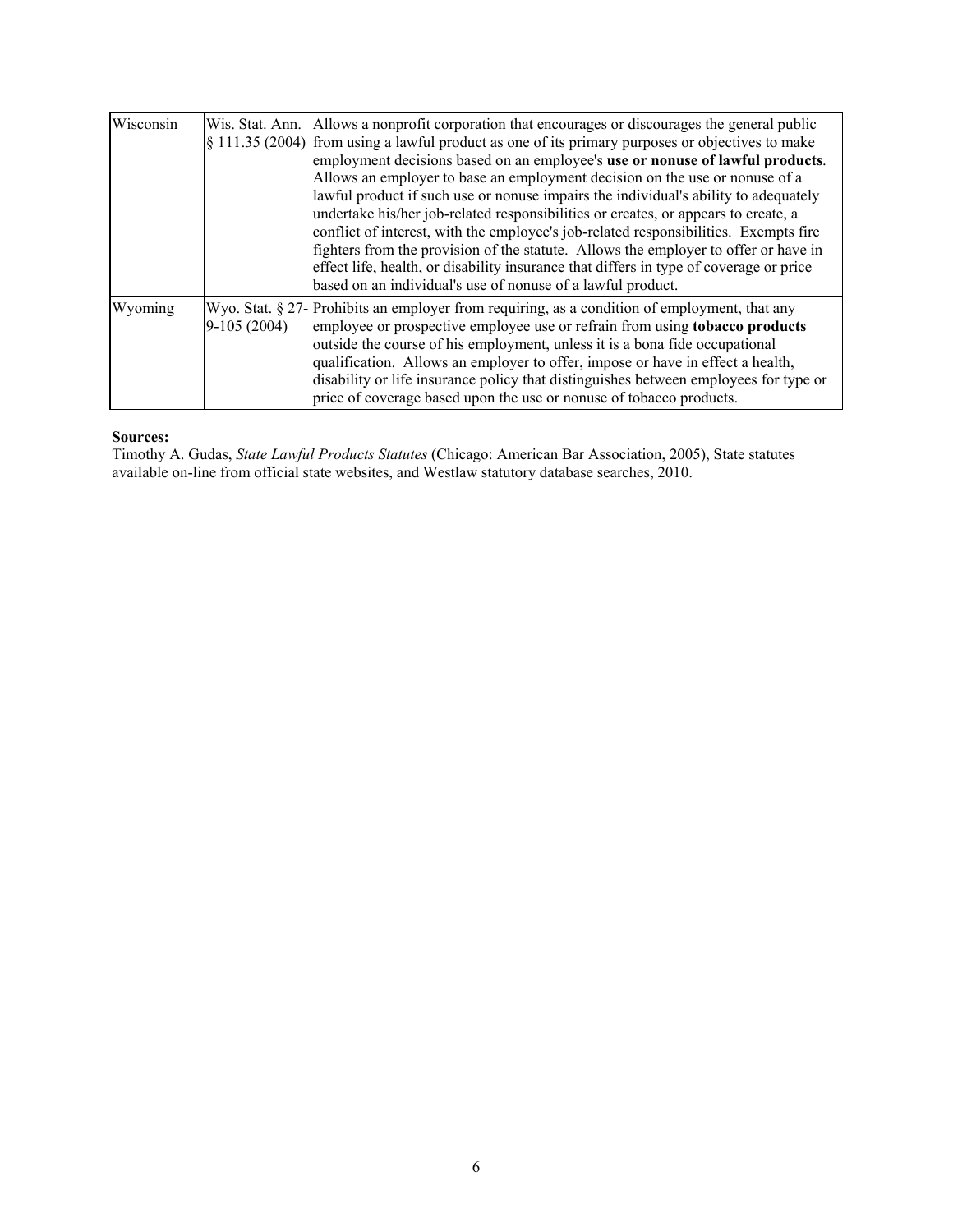| | | |
|---|---|---|
| Wisconsin | Wis. Stat. Ann. § 111.35 (2004) | Allows a nonprofit corporation that encourages or discourages the general public from using a lawful product as one of its primary purposes or objectives to make employment decisions based on an employee's **use or nonuse of lawful products**. Allows an employer to base an employment decision on the use or nonuse of a lawful product if such use or nonuse impairs the individual's ability to adequately undertake his/her job-related responsibilities or creates, or appears to create, a conflict of interest, with the employee's job-related responsibilities. Exempts fire fighters from the provision of the statute. Allows the employer to offer or have in effect life, health, or disability insurance that differs in type of coverage or price based on an individual's use of nonuse of a lawful product. |
| Wyoming | Wyo. Stat. § 27-9-105 (2004) | Prohibits an employer from requiring, as a condition of employment, that any employee or prospective employee use or refrain from using **tobacco products** outside the course of his employment, unless it is a bona fide occupational qualification. Allows an employer to offer, impose or have in effect a health, disability or life insurance policy that distinguishes between employees for type or price of coverage based upon the use or nonuse of tobacco products. |

**Sources:**
Timothy A. Gudas, *State Lawful Products Statutes* (Chicago: American Bar Association, 2005), State statutes available on-line from official state websites, and Westlaw statutory database searches, 2010.